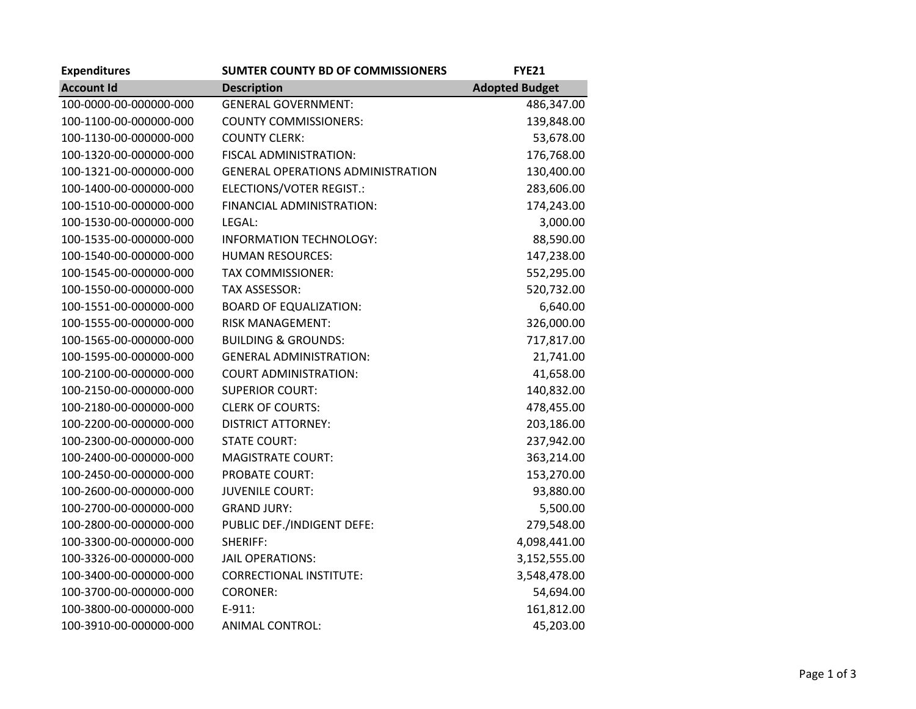| Expenditures | SUMTER COUNTY BD OF COMMISSIONERS | FYE21 |
|---|---|---|
| **Account Id** | **Description** | **Adopted Budget** |
| 100-0000-00-000000-000 | GENERAL GOVERNMENT: | 486,347.00 |
| 100-1100-00-000000-000 | COUNTY COMMISSIONERS: | 139,848.00 |
| 100-1130-00-000000-000 | COUNTY CLERK: | 53,678.00 |
| 100-1320-00-000000-000 | FISCAL ADMINISTRATION: | 176,768.00 |
| 100-1321-00-000000-000 | GENERAL OPERATIONS ADMINISTRATION | 130,400.00 |
| 100-1400-00-000000-000 | ELECTIONS/VOTER REGIST.: | 283,606.00 |
| 100-1510-00-000000-000 | FINANCIAL ADMINISTRATION: | 174,243.00 |
| 100-1530-00-000000-000 | LEGAL: | 3,000.00 |
| 100-1535-00-000000-000 | INFORMATION TECHNOLOGY: | 88,590.00 |
| 100-1540-00-000000-000 | HUMAN RESOURCES: | 147,238.00 |
| 100-1545-00-000000-000 | TAX COMMISSIONER: | 552,295.00 |
| 100-1550-00-000000-000 | TAX ASSESSOR: | 520,732.00 |
| 100-1551-00-000000-000 | BOARD OF EQUALIZATION: | 6,640.00 |
| 100-1555-00-000000-000 | RISK MANAGEMENT: | 326,000.00 |
| 100-1565-00-000000-000 | BUILDING & GROUNDS: | 717,817.00 |
| 100-1595-00-000000-000 | GENERAL ADMINISTRATION: | 21,741.00 |
| 100-2100-00-000000-000 | COURT ADMINISTRATION: | 41,658.00 |
| 100-2150-00-000000-000 | SUPERIOR COURT: | 140,832.00 |
| 100-2180-00-000000-000 | CLERK OF COURTS: | 478,455.00 |
| 100-2200-00-000000-000 | DISTRICT ATTORNEY: | 203,186.00 |
| 100-2300-00-000000-000 | STATE COURT: | 237,942.00 |
| 100-2400-00-000000-000 | MAGISTRATE COURT: | 363,214.00 |
| 100-2450-00-000000-000 | PROBATE COURT: | 153,270.00 |
| 100-2600-00-000000-000 | JUVENILE COURT: | 93,880.00 |
| 100-2700-00-000000-000 | GRAND JURY: | 5,500.00 |
| 100-2800-00-000000-000 | PUBLIC DEF./INDIGENT DEFE: | 279,548.00 |
| 100-3300-00-000000-000 | SHERIFF: | 4,098,441.00 |
| 100-3326-00-000000-000 | JAIL OPERATIONS: | 3,152,555.00 |
| 100-3400-00-000000-000 | CORRECTIONAL INSTITUTE: | 3,548,478.00 |
| 100-3700-00-000000-000 | CORONER: | 54,694.00 |
| 100-3800-00-000000-000 | E-911: | 161,812.00 |
| 100-3910-00-000000-000 | ANIMAL CONTROL: | 45,203.00 |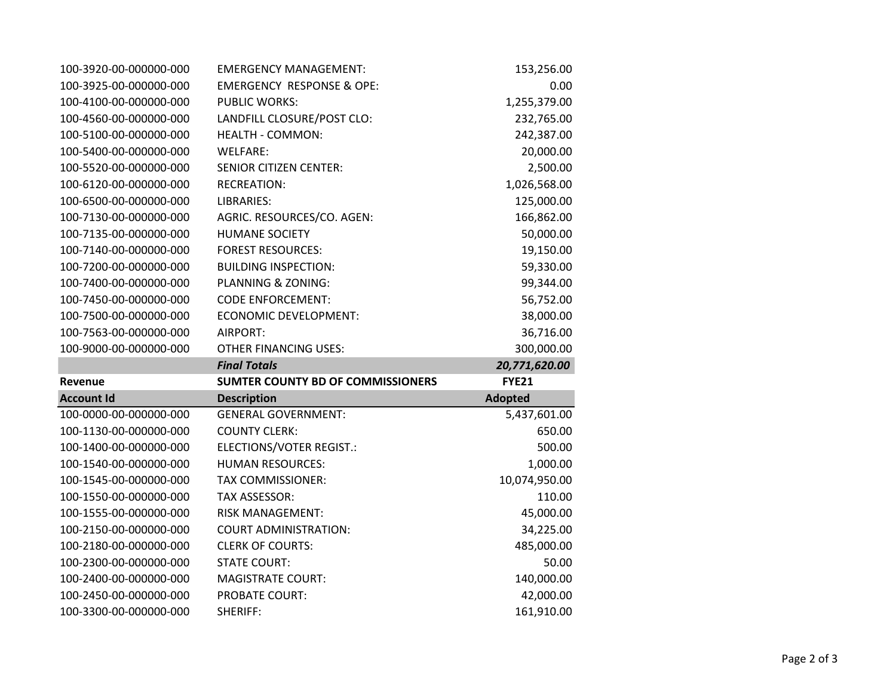| | | |
|---|---|---|
| 100-3920-00-000000-000 | EMERGENCY MANAGEMENT: | 153,256.00 |
| 100-3925-00-000000-000 | EMERGENCY RESPONSE & OPE: | 0.00 |
| 100-4100-00-000000-000 | PUBLIC WORKS: | 1,255,379.00 |
| 100-4560-00-000000-000 | LANDFILL CLOSURE/POST CLO: | 232,765.00 |
| 100-5100-00-000000-000 | HEALTH - COMMON: | 242,387.00 |
| 100-5400-00-000000-000 | WELFARE: | 20,000.00 |
| 100-5520-00-000000-000 | SENIOR CITIZEN CENTER: | 2,500.00 |
| 100-6120-00-000000-000 | RECREATION: | 1,026,568.00 |
| 100-6500-00-000000-000 | LIBRARIES: | 125,000.00 |
| 100-7130-00-000000-000 | AGRIC. RESOURCES/CO. AGEN: | 166,862.00 |
| 100-7135-00-000000-000 | HUMANE SOCIETY | 50,000.00 |
| 100-7140-00-000000-000 | FOREST RESOURCES: | 19,150.00 |
| 100-7200-00-000000-000 | BUILDING INSPECTION: | 59,330.00 |
| 100-7400-00-000000-000 | PLANNING & ZONING: | 99,344.00 |
| 100-7450-00-000000-000 | CODE ENFORCEMENT: | 56,752.00 |
| 100-7500-00-000000-000 | ECONOMIC DEVELOPMENT: | 38,000.00 |
| 100-7563-00-000000-000 | AIRPORT: | 36,716.00 |
| 100-9000-00-000000-000 | OTHER FINANCING USES: | 300,000.00 |
| | ***Final Totals*** | ***20,771,620.00*** |

| **Revenue** | **SUMTER COUNTY BD OF COMMISSIONERS** | **FYE21** |
|---|---|---|
| **Account Id** | **Description** | **Adopted** |
| 100-0000-00-000000-000 | GENERAL GOVERNMENT: | 5,437,601.00 |
| 100-1130-00-000000-000 | COUNTY CLERK: | 650.00 |
| 100-1400-00-000000-000 | ELECTIONS/VOTER REGIST.: | 500.00 |
| 100-1540-00-000000-000 | HUMAN RESOURCES: | 1,000.00 |
| 100-1545-00-000000-000 | TAX COMMISSIONER: | 10,074,950.00 |
| 100-1550-00-000000-000 | TAX ASSESSOR: | 110.00 |
| 100-1555-00-000000-000 | RISK MANAGEMENT: | 45,000.00 |
| 100-2150-00-000000-000 | COURT ADMINISTRATION: | 34,225.00 |
| 100-2180-00-000000-000 | CLERK OF COURTS: | 485,000.00 |
| 100-2300-00-000000-000 | STATE COURT: | 50.00 |
| 100-2400-00-000000-000 | MAGISTRATE COURT: | 140,000.00 |
| 100-2450-00-000000-000 | PROBATE COURT: | 42,000.00 |
| 100-3300-00-000000-000 | SHERIFF: | 161,910.00 |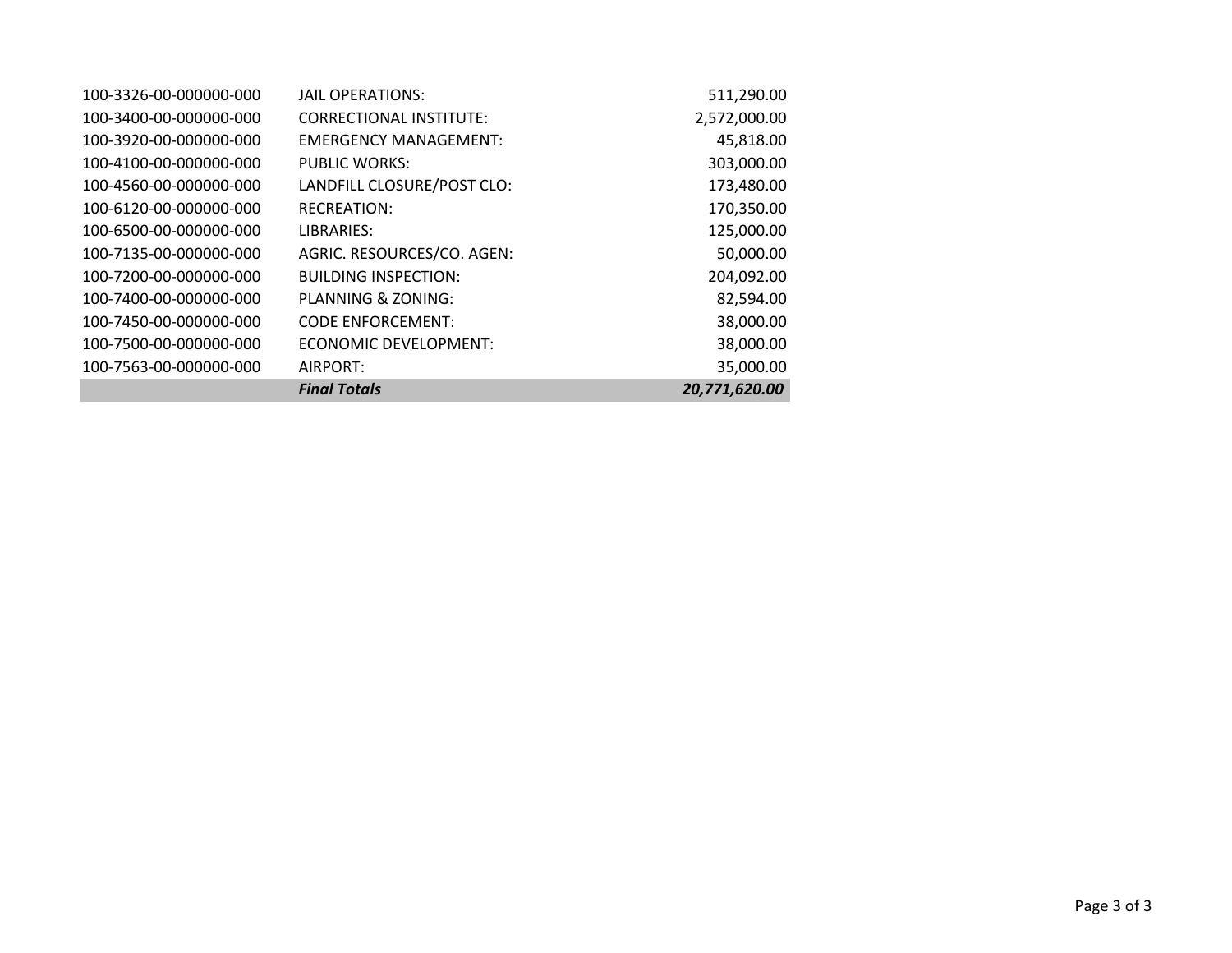| | | |
|---|---|---|
| 100-3326-00-000000-000 | JAIL OPERATIONS: | 511,290.00 |
| 100-3400-00-000000-000 | CORRECTIONAL INSTITUTE: | 2,572,000.00 |
| 100-3920-00-000000-000 | EMERGENCY MANAGEMENT: | 45,818.00 |
| 100-4100-00-000000-000 | PUBLIC WORKS: | 303,000.00 |
| 100-4560-00-000000-000 | LANDFILL CLOSURE/POST CLO: | 173,480.00 |
| 100-6120-00-000000-000 | RECREATION: | 170,350.00 |
| 100-6500-00-000000-000 | LIBRARIES: | 125,000.00 |
| 100-7135-00-000000-000 | AGRIC. RESOURCES/CO. AGEN: | 50,000.00 |
| 100-7200-00-000000-000 | BUILDING INSPECTION: | 204,092.00 |
| 100-7400-00-000000-000 | PLANNING & ZONING: | 82,594.00 |
| 100-7450-00-000000-000 | CODE ENFORCEMENT: | 38,000.00 |
| 100-7500-00-000000-000 | ECONOMIC DEVELOPMENT: | 38,000.00 |
| 100-7563-00-000000-000 | AIRPORT: | 35,000.00 |
| | ***Final Totals*** | ***20,771,620.00*** |